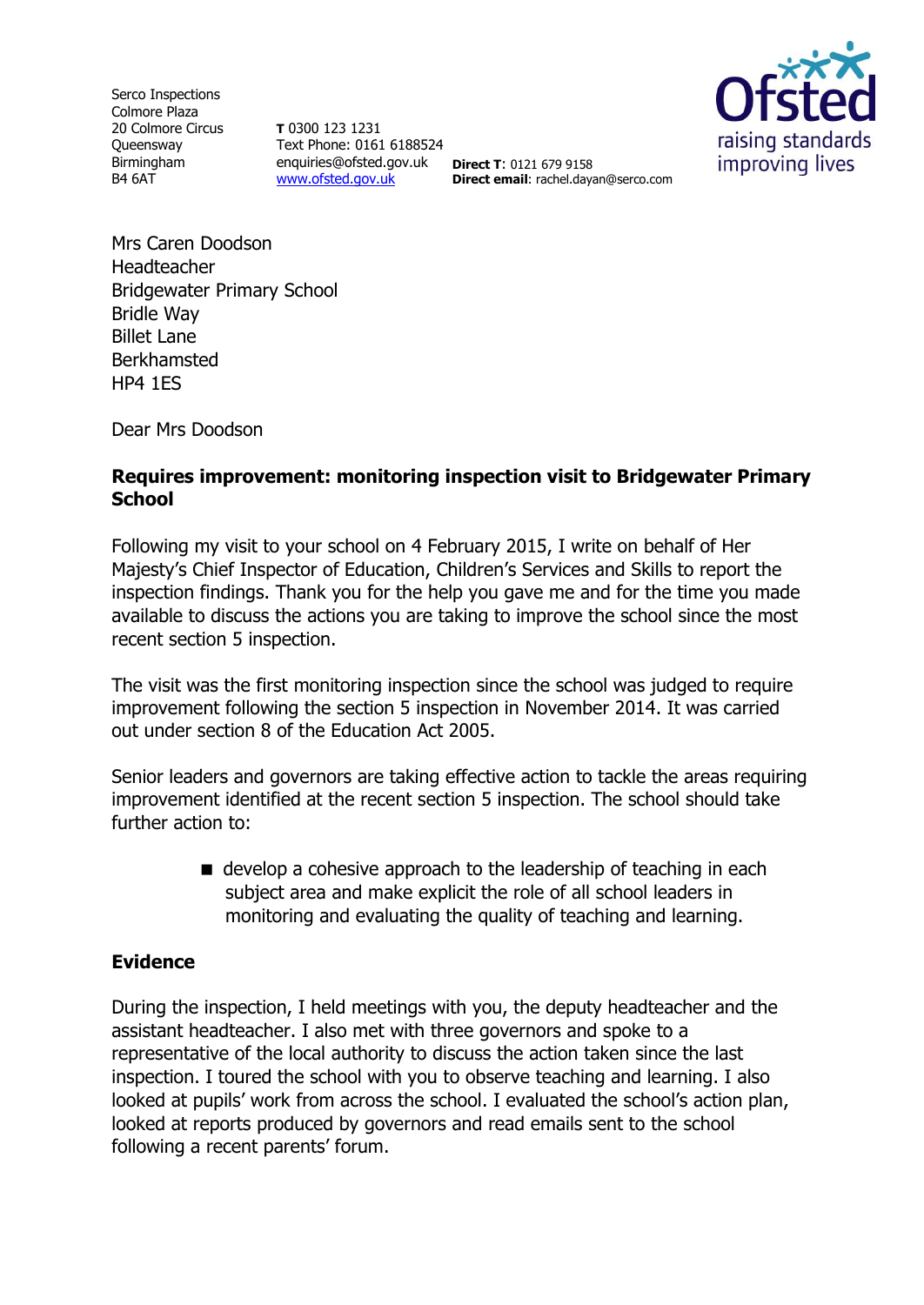Serco Inspections
Colmore Plaza
20 Colmore Circus
Queensway
Birmingham
B4 6AT

**T** 0300 123 1231
Text Phone: 0161 6188524
enquiries@ofsted.gov.uk
www.ofsted.gov.uk

**Direct T**: 0121 679 9158
**Direct email**: rachel.dayan@serco.com

Ofsted
raising standards
improving lives

Mrs Caren Doodson
Headteacher
Bridgewater Primary School
Bridle Way
Billet Lane
Berkhamsted
HP4 1ES

Dear Mrs Doodson

**Requires improvement: monitoring inspection visit to Bridgewater Primary School**

Following my visit to your school on 4 February 2015, I write on behalf of Her Majesty's Chief Inspector of Education, Children's Services and Skills to report the inspection findings. Thank you for the help you gave me and for the time you made available to discuss the actions you are taking to improve the school since the most recent section 5 inspection.

The visit was the first monitoring inspection since the school was judged to require improvement following the section 5 inspection in November 2014. It was carried out under section 8 of the Education Act 2005.

Senior leaders and governors are taking effective action to tackle the areas requiring improvement identified at the recent section 5 inspection. The school should take further action to:

- develop a cohesive approach to the leadership of teaching in each subject area and make explicit the role of all school leaders in monitoring and evaluating the quality of teaching and learning.

## Evidence

During the inspection, I held meetings with you, the deputy headteacher and the assistant headteacher. I also met with three governors and spoke to a representative of the local authority to discuss the action taken since the last inspection. I toured the school with you to observe teaching and learning. I also looked at pupils' work from across the school. I evaluated the school's action plan, looked at reports produced by governors and read emails sent to the school following a recent parents' forum.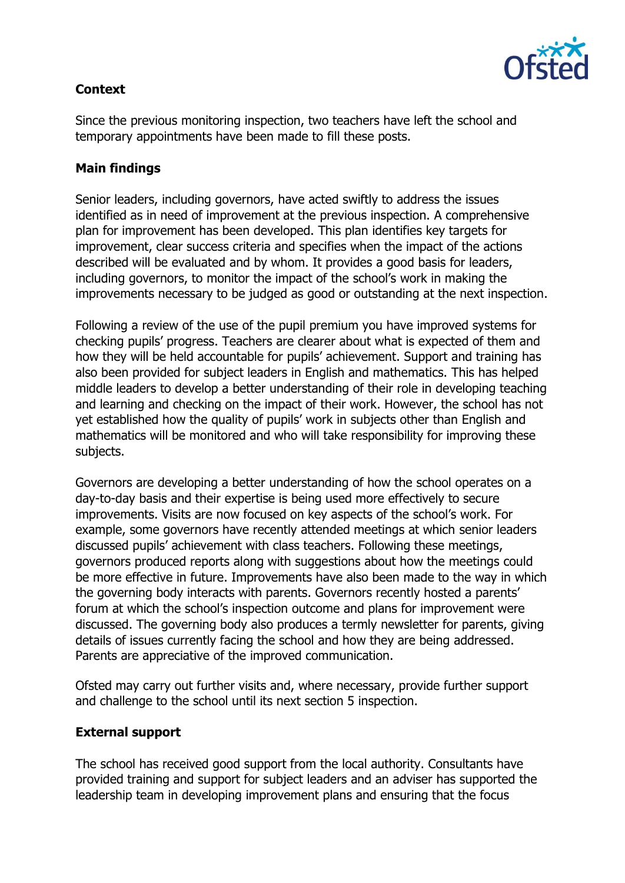## Context

Since the previous monitoring inspection, two teachers have left the school and temporary appointments have been made to fill these posts.

## Main findings

Senior leaders, including governors, have acted swiftly to address the issues identified as in need of improvement at the previous inspection. A comprehensive plan for improvement has been developed. This plan identifies key targets for improvement, clear success criteria and specifies when the impact of the actions described will be evaluated and by whom. It provides a good basis for leaders, including governors, to monitor the impact of the school's work in making the improvements necessary to be judged as good or outstanding at the next inspection.

Following a review of the use of the pupil premium you have improved systems for checking pupils' progress. Teachers are clearer about what is expected of them and how they will be held accountable for pupils' achievement. Support and training has also been provided for subject leaders in English and mathematics. This has helped middle leaders to develop a better understanding of their role in developing teaching and learning and checking on the impact of their work. However, the school has not yet established how the quality of pupils' work in subjects other than English and mathematics will be monitored and who will take responsibility for improving these subjects.

Governors are developing a better understanding of how the school operates on a day-to-day basis and their expertise is being used more effectively to secure improvements. Visits are now focused on key aspects of the school's work. For example, some governors have recently attended meetings at which senior leaders discussed pupils' achievement with class teachers. Following these meetings, governors produced reports along with suggestions about how the meetings could be more effective in future. Improvements have also been made to the way in which the governing body interacts with parents. Governors recently hosted a parents' forum at which the school's inspection outcome and plans for improvement were discussed. The governing body also produces a termly newsletter for parents, giving details of issues currently facing the school and how they are being addressed. Parents are appreciative of the improved communication.

Ofsted may carry out further visits and, where necessary, provide further support and challenge to the school until its next section 5 inspection.

## External support

The school has received good support from the local authority. Consultants have provided training and support for subject leaders and an adviser has supported the leadership team in developing improvement plans and ensuring that the focus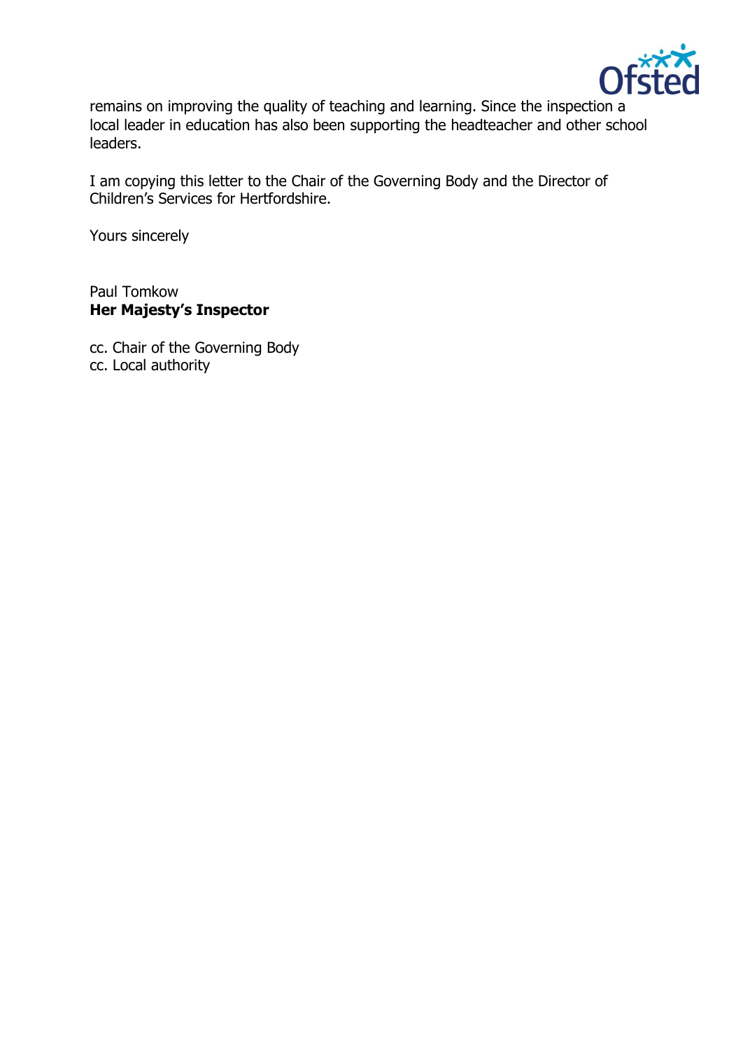remains on improving the quality of teaching and learning. Since the inspection a local leader in education has also been supporting the headteacher and other school leaders.

I am copying this letter to the Chair of the Governing Body and the Director of Children's Services for Hertfordshire.

Yours sincerely

Paul Tomkow
**Her Majesty's Inspector**

cc. Chair of the Governing Body
cc. Local authority